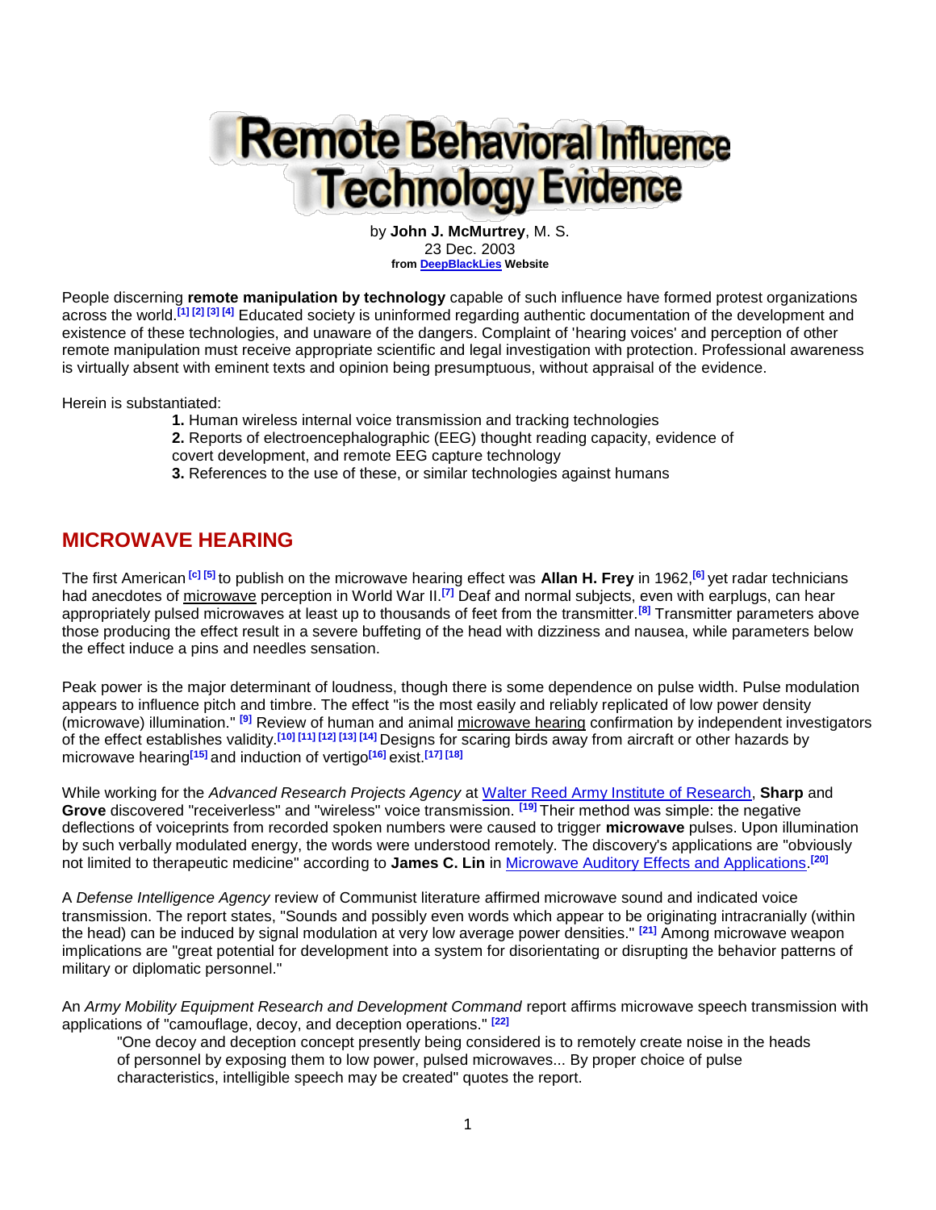# Remote Behavioral Influence Technology Evidence

by **John J. McMurtrey**, M. S.
23 Dec. 2003
**from DeepBlackLies Website**

People discerning **remote manipulation by technology** capable of such influence have formed protest organizations across the world.[1] [2] [3] [4] Educated society is uninformed regarding authentic documentation of the development and existence of these technologies, and unaware of the dangers. Complaint of 'hearing voices' and perception of other remote manipulation must receive appropriate scientific and legal investigation with protection. Professional awareness is virtually absent with eminent texts and opinion being presumptuous, without appraisal of the evidence.

Herein is substantiated:

**1.** Human wireless internal voice transmission and tracking technologies
**2.** Reports of electroencephalographic (EEG) thought reading capacity, evidence of covert development, and remote EEG capture technology
**3.** References to the use of these, or similar technologies against humans

## MICROWAVE HEARING

The first American [c] [5] to publish on the microwave hearing effect was **Allan H. Frey** in 1962,[6] yet radar technicians had anecdotes of microwave perception in World War II.[7] Deaf and normal subjects, even with earplugs, can hear appropriately pulsed microwaves at least up to thousands of feet from the transmitter.[8] Transmitter parameters above those producing the effect result in a severe buffeting of the head with dizziness and nausea, while parameters below the effect induce a pins and needles sensation.

Peak power is the major determinant of loudness, though there is some dependence on pulse width. Pulse modulation appears to influence pitch and timbre. The effect "is the most easily and reliably replicated of low power density (microwave) illumination." [9] Review of human and animal microwave hearing confirmation by independent investigators of the effect establishes validity.[10] [11] [12] [13] [14] Designs for scaring birds away from aircraft or other hazards by microwave hearing[15] and induction of vertigo[16] exist.[17] [18]

While working for the *Advanced Research Projects Agency* at Walter Reed Army Institute of Research, **Sharp** and **Grove** discovered "receiverless" and "wireless" voice transmission. [19] Their method was simple: the negative deflections of voiceprints from recorded spoken numbers were caused to trigger **microwave** pulses. Upon illumination by such verbally modulated energy, the words were understood remotely. The discovery's applications are "obviously not limited to therapeutic medicine" according to **James C. Lin** in Microwave Auditory Effects and Applications.[20]

A *Defense Intelligence Agency* review of Communist literature affirmed microwave sound and indicated voice transmission. The report states, "Sounds and possibly even words which appear to be originating intracranially (within the head) can be induced by signal modulation at very low average power densities." [21] Among microwave weapon implications are "great potential for development into a system for disorientating or disrupting the behavior patterns of military or diplomatic personnel."

An *Army Mobility Equipment Research and Development Command* report affirms microwave speech transmission with applications of "camouflage, decoy, and deception operations." [22]

> "One decoy and deception concept presently being considered is to remotely create noise in the heads of personnel by exposing them to low power, pulsed microwaves... By proper choice of pulse characteristics, intelligible speech may be created" quotes the report.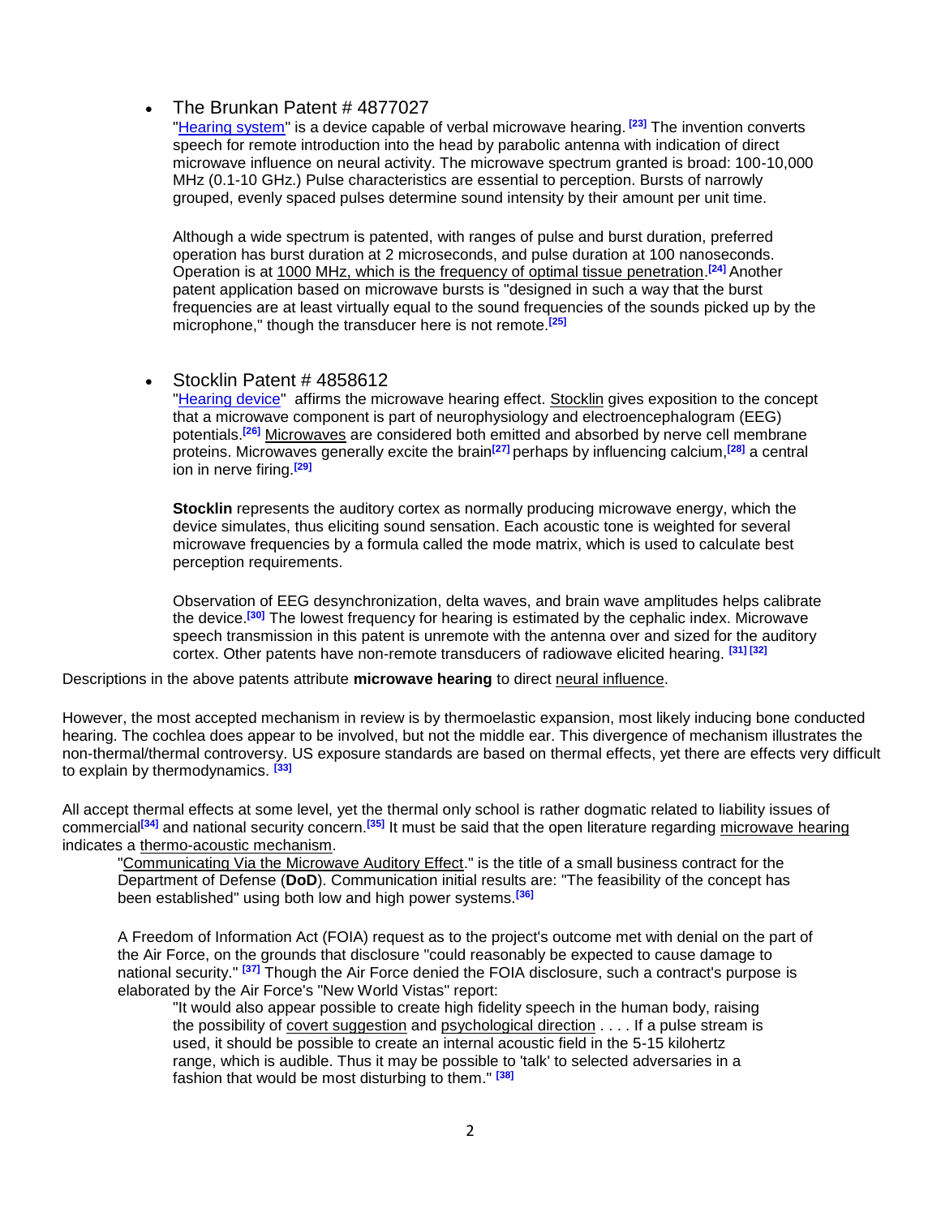- The Brunkan Patent # 4877027

  "Hearing system" is a device capable of verbal microwave hearing. [23] The invention converts speech for remote introduction into the head by parabolic antenna with indication of direct microwave influence on neural activity. The microwave spectrum granted is broad: 100-10,000 MHz (0.1-10 GHz.) Pulse characteristics are essential to perception. Bursts of narrowly grouped, evenly spaced pulses determine sound intensity by their amount per unit time.

  Although a wide spectrum is patented, with ranges of pulse and burst duration, preferred operation has burst duration at 2 microseconds, and pulse duration at 100 nanoseconds. Operation is at 1000 MHz, which is the frequency of optimal tissue penetration.[24] Another patent application based on microwave bursts is "designed in such a way that the burst frequencies are at least virtually equal to the sound frequencies of the sounds picked up by the microphone," though the transducer here is not remote.[25]

- Stocklin Patent # 4858612

  "Hearing device" affirms the microwave hearing effect. Stocklin gives exposition to the concept that a microwave component is part of neurophysiology and electroencephalogram (EEG) potentials.[26] Microwaves are considered both emitted and absorbed by nerve cell membrane proteins. Microwaves generally excite the brain[27] perhaps by influencing calcium,[28] a central ion in nerve firing.[29]

  **Stocklin** represents the auditory cortex as normally producing microwave energy, which the device simulates, thus eliciting sound sensation. Each acoustic tone is weighted for several microwave frequencies by a formula called the mode matrix, which is used to calculate best perception requirements.

  Observation of EEG desynchronization, delta waves, and brain wave amplitudes helps calibrate the device.[30] The lowest frequency for hearing is estimated by the cephalic index. Microwave speech transmission in this patent is unremote with the antenna over and sized for the auditory cortex. Other patents have non-remote transducers of radiowave elicited hearing. [31] [32]

Descriptions in the above patents attribute **microwave hearing** to direct neural influence.

However, the most accepted mechanism in review is by thermoelastic expansion, most likely inducing bone conducted hearing. The cochlea does appear to be involved, but not the middle ear. This divergence of mechanism illustrates the non-thermal/thermal controversy. US exposure standards are based on thermal effects, yet there are effects very difficult to explain by thermodynamics. [33]

All accept thermal effects at some level, yet the thermal only school is rather dogmatic related to liability issues of commercial[34] and national security concern.[35] It must be said that the open literature regarding microwave hearing indicates a thermo-acoustic mechanism.

> "Communicating Via the Microwave Auditory Effect." is the title of a small business contract for the Department of Defense (**DoD**). Communication initial results are: "The feasibility of the concept has been established" using both low and high power systems.[36]
>
> A Freedom of Information Act (FOIA) request as to the project's outcome met with denial on the part of the Air Force, on the grounds that disclosure "could reasonably be expected to cause damage to national security." [37] Though the Air Force denied the FOIA disclosure, such a contract's purpose is elaborated by the Air Force's "New World Vistas" report:
>
> > "It would also appear possible to create high fidelity speech in the human body, raising the possibility of covert suggestion and psychological direction . . . . If a pulse stream is used, it should be possible to create an internal acoustic field in the 5-15 kilohertz range, which is audible. Thus it may be possible to 'talk' to selected adversaries in a fashion that would be most disturbing to them." [38]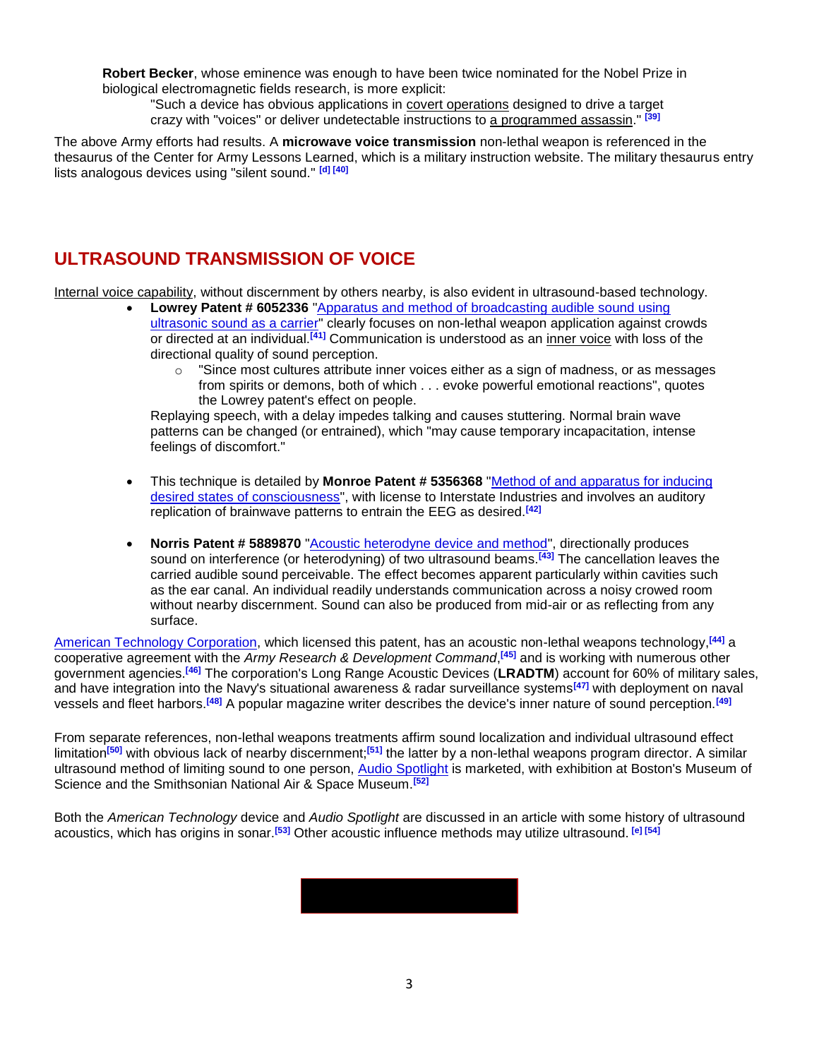**Robert Becker**, whose eminence was enough to have been twice nominated for the Nobel Prize in biological electromagnetic fields research, is more explicit:

> "Such a device has obvious applications in covert operations designed to drive a target crazy with "voices" or deliver undetectable instructions to a programmed assassin." [39]

The above Army efforts had results. A **microwave voice transmission** non-lethal weapon is referenced in the thesaurus of the Center for Army Lessons Learned, which is a military instruction website. The military thesaurus entry lists analogous devices using "silent sound." [d] [40]

## ULTRASOUND TRANSMISSION OF VOICE

Internal voice capability, without discernment by others nearby, is also evident in ultrasound-based technology.

- **Lowrey Patent # 6052336** "Apparatus and method of broadcasting audible sound using ultrasonic sound as a carrier" clearly focuses on non-lethal weapon application against crowds or directed at an individual.[41] Communication is understood as an inner voice with loss of the directional quality of sound perception.
  - "Since most cultures attribute inner voices either as a sign of madness, or as messages from spirits or demons, both of which . . . evoke powerful emotional reactions", quotes the Lowrey patent's effect on people.

  Replaying speech, with a delay impedes talking and causes stuttering. Normal brain wave patterns can be changed (or entrained), which "may cause temporary incapacitation, intense feelings of discomfort."

- This technique is detailed by **Monroe Patent # 5356368** "Method of and apparatus for inducing desired states of consciousness", with license to Interstate Industries and involves an auditory replication of brainwave patterns to entrain the EEG as desired.[42]

- **Norris Patent # 5889870** "Acoustic heterodyne device and method", directionally produces sound on interference (or heterodyning) of two ultrasound beams.[43] The cancellation leaves the carried audible sound perceivable. The effect becomes apparent particularly within cavities such as the ear canal. An individual readily understands communication across a noisy crowed room without nearby discernment. Sound can also be produced from mid-air or as reflecting from any surface.

American Technology Corporation, which licensed this patent, has an acoustic non-lethal weapons technology,[44] a cooperative agreement with the *Army Research & Development Command*,[45] and is working with numerous other government agencies.[46] The corporation's Long Range Acoustic Devices (**LRADTM**) account for 60% of military sales, and have integration into the Navy's situational awareness & radar surveillance systems[47] with deployment on naval vessels and fleet harbors.[48] A popular magazine writer describes the device's inner nature of sound perception.[49]

From separate references, non-lethal weapons treatments affirm sound localization and individual ultrasound effect limitation[50] with obvious lack of nearby discernment;[51] the latter by a non-lethal weapons program director. A similar ultrasound method of limiting sound to one person, Audio Spotlight is marketed, with exhibition at Boston's Museum of Science and the Smithsonian National Air & Space Museum.[52]

Both the *American Technology* device and *Audio Spotlight* are discussed in an article with some history of ultrasound acoustics, which has origins in sonar.[53] Other acoustic influence methods may utilize ultrasound. [e] [54]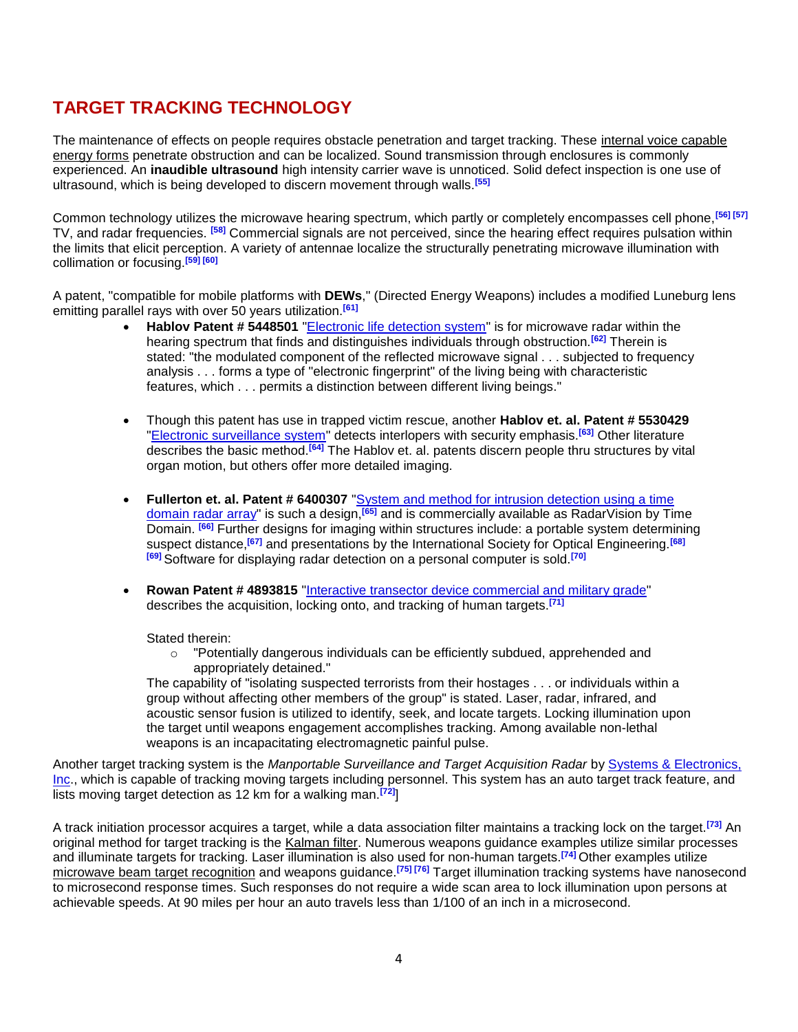# TARGET TRACKING TECHNOLOGY

The maintenance of effects on people requires obstacle penetration and target tracking. These internal voice capable energy forms penetrate obstruction and can be localized. Sound transmission through enclosures is commonly experienced. An **inaudible ultrasound** high intensity carrier wave is unnoticed. Solid defect inspection is one use of ultrasound, which is being developed to discern movement through walls.[55]

Common technology utilizes the microwave hearing spectrum, which partly or completely encompasses cell phone,[56] [57] TV, and radar frequencies. [58] Commercial signals are not perceived, since the hearing effect requires pulsation within the limits that elicit perception. A variety of antennae localize the structurally penetrating microwave illumination with collimation or focusing.[59] [60]

A patent, "compatible for mobile platforms with **DEWs**," (Directed Energy Weapons) includes a modified Luneburg lens emitting parallel rays with over 50 years utilization.[61]

- **Hablov Patent # 5448501** "Electronic life detection system" is for microwave radar within the hearing spectrum that finds and distinguishes individuals through obstruction.[62] Therein is stated: "the modulated component of the reflected microwave signal . . . subjected to frequency analysis . . . forms a type of "electronic fingerprint" of the living being with characteristic features, which . . . permits a distinction between different living beings."

- Though this patent has use in trapped victim rescue, another **Hablov et. al. Patent # 5530429** "Electronic surveillance system" detects interlopers with security emphasis.[63] Other literature describes the basic method.[64] The Hablov et. al. patents discern people thru structures by vital organ motion, but others offer more detailed imaging.

- **Fullerton et. al. Patent # 6400307** "System and method for intrusion detection using a time domain radar array" is such a design,[65] and is commercially available as RadarVision by Time Domain. [66] Further designs for imaging within structures include: a portable system determining suspect distance,[67] and presentations by the International Society for Optical Engineering.[68] [69] Software for displaying radar detection on a personal computer is sold.[70]

- **Rowan Patent # 4893815** "Interactive transector device commercial and military grade" describes the acquisition, locking onto, and tracking of human targets.[71]

  Stated therein:
  - "Potentially dangerous individuals can be efficiently subdued, apprehended and appropriately detained."

  The capability of "isolating suspected terrorists from their hostages . . . or individuals within a group without affecting other members of the group" is stated. Laser, radar, infrared, and acoustic sensor fusion is utilized to identify, seek, and locate targets. Locking illumination upon the target until weapons engagement accomplishes tracking. Among available non-lethal weapons is an incapacitating electromagnetic painful pulse.

Another target tracking system is the *Manportable Surveillance and Target Acquisition Radar* by Systems & Electronics, Inc., which is capable of tracking moving targets including personnel. This system has an auto target track feature, and lists moving target detection as 12 km for a walking man.[72]]

A track initiation processor acquires a target, while a data association filter maintains a tracking lock on the target.[73] An original method for target tracking is the Kalman filter. Numerous weapons guidance examples utilize similar processes and illuminate targets for tracking. Laser illumination is also used for non-human targets.[74] Other examples utilize microwave beam target recognition and weapons guidance.[75] [76] Target illumination tracking systems have nanosecond to microsecond response times. Such responses do not require a wide scan area to lock illumination upon persons at achievable speeds. At 90 miles per hour an auto travels less than 1/100 of an inch in a microsecond.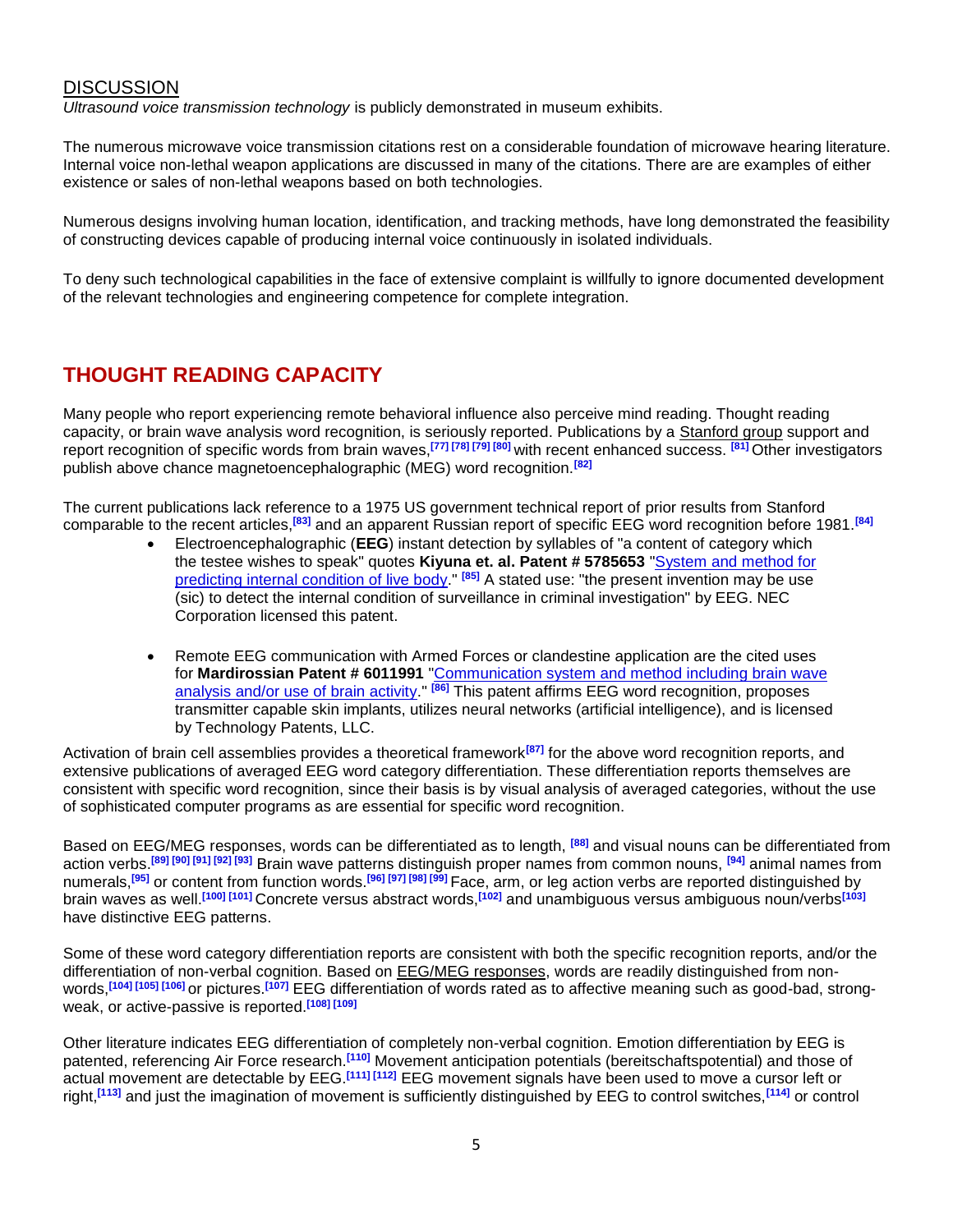## DISCUSSION

*Ultrasound voice transmission technology* is publicly demonstrated in museum exhibits.

The numerous microwave voice transmission citations rest on a considerable foundation of microwave hearing literature. Internal voice non-lethal weapon applications are discussed in many of the citations. There are are examples of either existence or sales of non-lethal weapons based on both technologies.

Numerous designs involving human location, identification, and tracking methods, have long demonstrated the feasibility of constructing devices capable of producing internal voice continuously in isolated individuals.

To deny such technological capabilities in the face of extensive complaint is willfully to ignore documented development of the relevant technologies and engineering competence for complete integration.

# THOUGHT READING CAPACITY

Many people who report experiencing remote behavioral influence also perceive mind reading. Thought reading capacity, or brain wave analysis word recognition, is seriously reported. Publications by a Stanford group support and report recognition of specific words from brain waves,[77] [78] [79] [80] with recent enhanced success. [81] Other investigators publish above chance magnetoencephalographic (MEG) word recognition.[82]

The current publications lack reference to a 1975 US government technical report of prior results from Stanford comparable to the recent articles,[83] and an apparent Russian report of specific EEG word recognition before 1981.[84]

- Electroencephalographic (**EEG**) instant detection by syllables of "a content of category which the testee wishes to speak" quotes **Kiyuna et. al. Patent # 5785653** "System and method for predicting internal condition of live body." [85] A stated use: "the present invention may be use (sic) to detect the internal condition of surveillance in criminal investigation" by EEG. NEC Corporation licensed this patent.

- Remote EEG communication with Armed Forces or clandestine application are the cited uses for **Mardirossian Patent # 6011991** "Communication system and method including brain wave analysis and/or use of brain activity." [86] This patent affirms EEG word recognition, proposes transmitter capable skin implants, utilizes neural networks (artificial intelligence), and is licensed by Technology Patents, LLC.

Activation of brain cell assemblies provides a theoretical framework[87] for the above word recognition reports, and extensive publications of averaged EEG word category differentiation. These differentiation reports themselves are consistent with specific word recognition, since their basis is by visual analysis of averaged categories, without the use of sophisticated computer programs as are essential for specific word recognition.

Based on EEG/MEG responses, words can be differentiated as to length, [88] and visual nouns can be differentiated from action verbs.[89] [90] [91] [92] [93] Brain wave patterns distinguish proper names from common nouns, [94] animal names from numerals,[95] or content from function words.[96] [97] [98] [99] Face, arm, or leg action verbs are reported distinguished by brain waves as well.[100] [101] Concrete versus abstract words,[102] and unambiguous versus ambiguous noun/verbs[103] have distinctive EEG patterns.

Some of these word category differentiation reports are consistent with both the specific recognition reports, and/or the differentiation of non-verbal cognition. Based on EEG/MEG responses, words are readily distinguished from non-words,[104] [105] [106] or pictures.[107] EEG differentiation of words rated as to affective meaning such as good-bad, strong-weak, or active-passive is reported.[108] [109]

Other literature indicates EEG differentiation of completely non-verbal cognition. Emotion differentiation by EEG is patented, referencing Air Force research.[110] Movement anticipation potentials (bereitschaftspotential) and those of actual movement are detectable by EEG.[111] [112] EEG movement signals have been used to move a cursor left or right,[113] and just the imagination of movement is sufficiently distinguished by EEG to control switches,[114] or control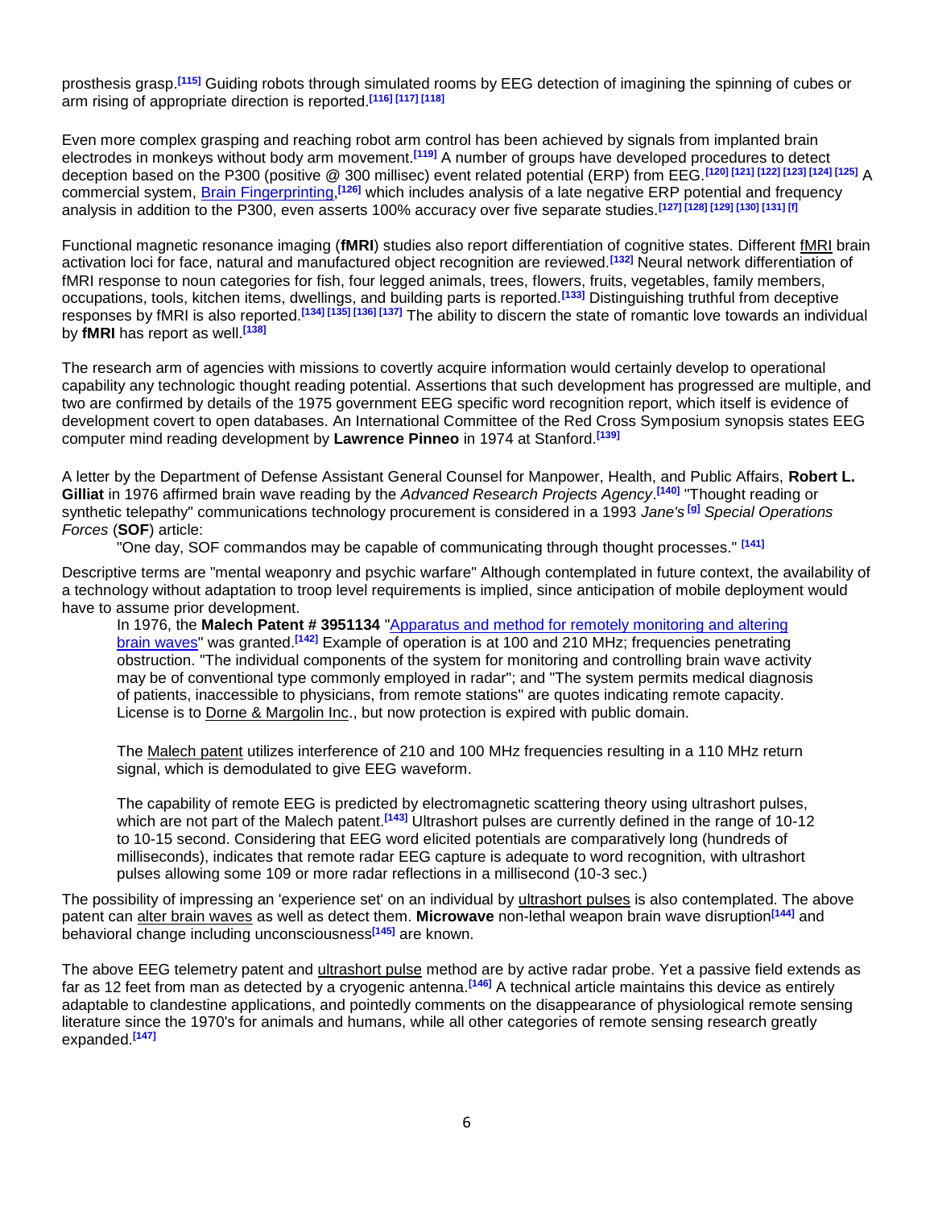prosthesis grasp.[115] Guiding robots through simulated rooms by EEG detection of imagining the spinning of cubes or arm rising of appropriate direction is reported.[116] [117] [118]

Even more complex grasping and reaching robot arm control has been achieved by signals from implanted brain electrodes in monkeys without body arm movement.[119] A number of groups have developed procedures to detect deception based on the P300 (positive @ 300 millisec) event related potential (ERP) from EEG.[120] [121] [122] [123] [124] [125] A commercial system, Brain Fingerprinting,[126] which includes analysis of a late negative ERP potential and frequency analysis in addition to the P300, even asserts 100% accuracy over five separate studies.[127] [128] [129] [130] [131] [f]

Functional magnetic resonance imaging (**fMRI**) studies also report differentiation of cognitive states. Different fMRI brain activation loci for face, natural and manufactured object recognition are reviewed.[132] Neural network differentiation of fMRI response to noun categories for fish, four legged animals, trees, flowers, fruits, vegetables, family members, occupations, tools, kitchen items, dwellings, and building parts is reported.[133] Distinguishing truthful from deceptive responses by fMRI is also reported.[134] [135] [136] [137] The ability to discern the state of romantic love towards an individual by **fMRI** has report as well.[138]

The research arm of agencies with missions to covertly acquire information would certainly develop to operational capability any technologic thought reading potential. Assertions that such development has progressed are multiple, and two are confirmed by details of the 1975 government EEG specific word recognition report, which itself is evidence of development covert to open databases. An International Committee of the Red Cross Symposium synopsis states EEG computer mind reading development by **Lawrence Pinneo** in 1974 at Stanford.[139]

A letter by the Department of Defense Assistant General Counsel for Manpower, Health, and Public Affairs, **Robert L. Gilliat** in 1976 affirmed brain wave reading by the *Advanced Research Projects Agency*.[140] "Thought reading or synthetic telepathy" communications technology procurement is considered in a 1993 *Jane's* [g] *Special Operations Forces* (**SOF**) article:

> "One day, SOF commandos may be capable of communicating through thought processes." [141]

Descriptive terms are "mental weaponry and psychic warfare" Although contemplated in future context, the availability of a technology without adaptation to troop level requirements is implied, since anticipation of mobile deployment would have to assume prior development.

> In 1976, the **Malech Patent # 3951134** "Apparatus and method for remotely monitoring and altering brain waves" was granted.[142] Example of operation is at 100 and 210 MHz; frequencies penetrating obstruction. "The individual components of the system for monitoring and controlling brain wave activity may be of conventional type commonly employed in radar"; and "The system permits medical diagnosis of patients, inaccessible to physicians, from remote stations" are quotes indicating remote capacity. License is to Dorne & Margolin Inc., but now protection is expired with public domain.
>
> The Malech patent utilizes interference of 210 and 100 MHz frequencies resulting in a 110 MHz return signal, which is demodulated to give EEG waveform.
>
> The capability of remote EEG is predicted by electromagnetic scattering theory using ultrashort pulses, which are not part of the Malech patent.[143] Ultrashort pulses are currently defined in the range of 10-12 to 10-15 second. Considering that EEG word elicited potentials are comparatively long (hundreds of milliseconds), indicates that remote radar EEG capture is adequate to word recognition, with ultrashort pulses allowing some 109 or more radar reflections in a millisecond (10-3 sec.)

The possibility of impressing an 'experience set' on an individual by ultrashort pulses is also contemplated. The above patent can alter brain waves as well as detect them. **Microwave** non-lethal weapon brain wave disruption[144] and behavioral change including unconsciousness[145] are known.

The above EEG telemetry patent and ultrashort pulse method are by active radar probe. Yet a passive field extends as far as 12 feet from man as detected by a cryogenic antenna.[146] A technical article maintains this device as entirely adaptable to clandestine applications, and pointedly comments on the disappearance of physiological remote sensing literature since the 1970's for animals and humans, while all other categories of remote sensing research greatly expanded.[147]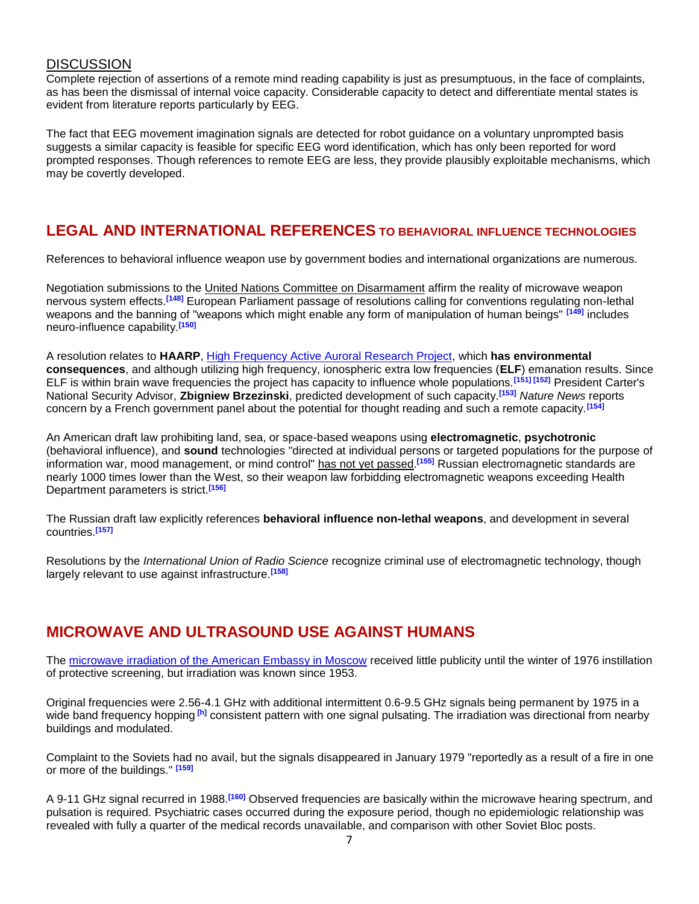## DISCUSSION

Complete rejection of assertions of a remote mind reading capability is just as presumptuous, in the face of complaints, as has been the dismissal of internal voice capacity. Considerable capacity to detect and differentiate mental states is evident from literature reports particularly by EEG.

The fact that EEG movement imagination signals are detected for robot guidance on a voluntary unprompted basis suggests a similar capacity is feasible for specific EEG word identification, which has only been reported for word prompted responses. Though references to remote EEG are less, they provide plausibly exploitable mechanisms, which may be covertly developed.

## LEGAL AND INTERNATIONAL REFERENCES TO BEHAVIORAL INFLUENCE TECHNOLOGIES

References to behavioral influence weapon use by government bodies and international organizations are numerous.

Negotiation submissions to the United Nations Committee on Disarmament affirm the reality of microwave weapon nervous system effects.[148] European Parliament passage of resolutions calling for conventions regulating non-lethal weapons and the banning of "weapons which might enable any form of manipulation of human beings" [149] includes neuro-influence capability.[150]

A resolution relates to **HAARP**, High Frequency Active Auroral Research Project, which **has environmental consequences**, and although utilizing high frequency, ionospheric extra low frequencies (**ELF**) emanation results. Since ELF is within brain wave frequencies the project has capacity to influence whole populations.[151] [152] President Carter's National Security Advisor, **Zbigniew Brzezinski**, predicted development of such capacity.[153] *Nature News* reports concern by a French government panel about the potential for thought reading and such a remote capacity.[154]

An American draft law prohibiting land, sea, or space-based weapons using **electromagnetic**, **psychotronic** (behavioral influence), and **sound** technologies "directed at individual persons or targeted populations for the purpose of information war, mood management, or mind control" has not yet passed.[155] Russian electromagnetic standards are nearly 1000 times lower than the West, so their weapon law forbidding electromagnetic weapons exceeding Health Department parameters is strict.[156]

The Russian draft law explicitly references **behavioral influence non-lethal weapons**, and development in several countries.[157]

Resolutions by the *International Union of Radio Science* recognize criminal use of electromagnetic technology, though largely relevant to use against infrastructure.[158]

## MICROWAVE AND ULTRASOUND USE AGAINST HUMANS

The microwave irradiation of the American Embassy in Moscow received little publicity until the winter of 1976 instillation of protective screening, but irradiation was known since 1953.

Original frequencies were 2.56-4.1 GHz with additional intermittent 0.6-9.5 GHz signals being permanent by 1975 in a wide band frequency hopping [h] consistent pattern with one signal pulsating. The irradiation was directional from nearby buildings and modulated.

Complaint to the Soviets had no avail, but the signals disappeared in January 1979 "reportedly as a result of a fire in one or more of the buildings." [159]

A 9-11 GHz signal recurred in 1988.[160] Observed frequencies are basically within the microwave hearing spectrum, and pulsation is required. Psychiatric cases occurred during the exposure period, though no epidemiologic relationship was revealed with fully a quarter of the medical records unavailable, and comparison with other Soviet Bloc posts.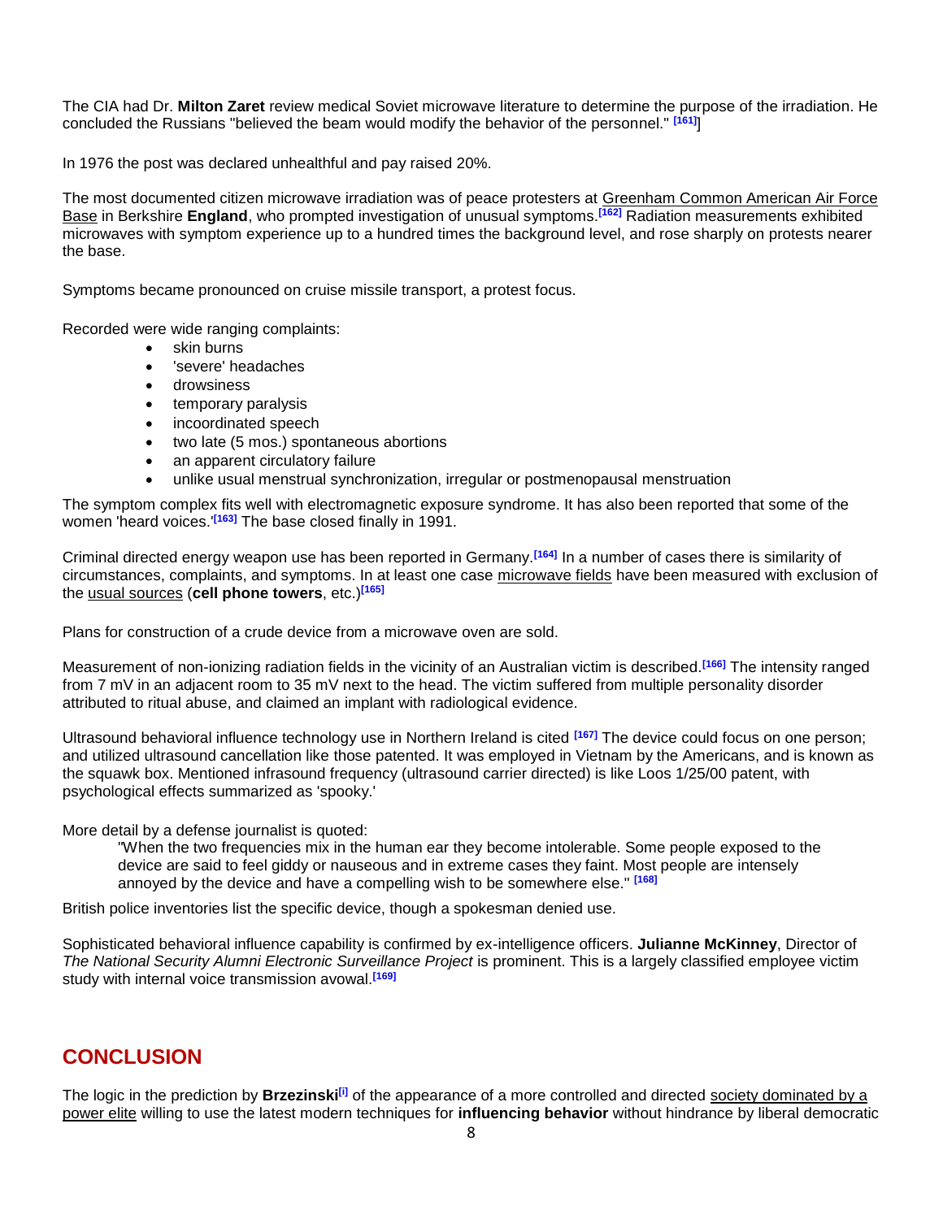The CIA had Dr. **Milton Zaret** review medical Soviet microwave literature to determine the purpose of the irradiation. He concluded the Russians "believed the beam would modify the behavior of the personnel." [161]]

In 1976 the post was declared unhealthful and pay raised 20%.

The most documented citizen microwave irradiation was of peace protesters at Greenham Common American Air Force Base in Berkshire **England**, who prompted investigation of unusual symptoms.[162] Radiation measurements exhibited microwaves with symptom experience up to a hundred times the background level, and rose sharply on protests nearer the base.

Symptoms became pronounced on cruise missile transport, a protest focus.

Recorded were wide ranging complaints:

- skin burns
- 'severe' headaches
- drowsiness
- temporary paralysis
- incoordinated speech
- two late (5 mos.) spontaneous abortions
- an apparent circulatory failure
- unlike usual menstrual synchronization, irregular or postmenopausal menstruation

The symptom complex fits well with electromagnetic exposure syndrome. It has also been reported that some of the women 'heard voices.'[163] The base closed finally in 1991.

Criminal directed energy weapon use has been reported in Germany.[164] In a number of cases there is similarity of circumstances, complaints, and symptoms. In at least one case microwave fields have been measured with exclusion of the usual sources (**cell phone towers**, etc.)[165]

Plans for construction of a crude device from a microwave oven are sold.

Measurement of non-ionizing radiation fields in the vicinity of an Australian victim is described.[166] The intensity ranged from 7 mV in an adjacent room to 35 mV next to the head. The victim suffered from multiple personality disorder attributed to ritual abuse, and claimed an implant with radiological evidence.

Ultrasound behavioral influence technology use in Northern Ireland is cited [167] The device could focus on one person; and utilized ultrasound cancellation like those patented. It was employed in Vietnam by the Americans, and is known as the squawk box. Mentioned infrasound frequency (ultrasound carrier directed) is like Loos 1/25/00 patent, with psychological effects summarized as 'spooky.'

More detail by a defense journalist is quoted:

> "When the two frequencies mix in the human ear they become intolerable. Some people exposed to the device are said to feel giddy or nauseous and in extreme cases they faint. Most people are intensely annoyed by the device and have a compelling wish to be somewhere else." [168]

British police inventories list the specific device, though a spokesman denied use.

Sophisticated behavioral influence capability is confirmed by ex-intelligence officers. **Julianne McKinney**, Director of *The National Security Alumni Electronic Surveillance Project* is prominent. This is a largely classified employee victim study with internal voice transmission avowal.[169]

## CONCLUSION

The logic in the prediction by **Brzezinski**[i] of the appearance of a more controlled and directed society dominated by a power elite willing to use the latest modern techniques for **influencing behavior** without hindrance by liberal democratic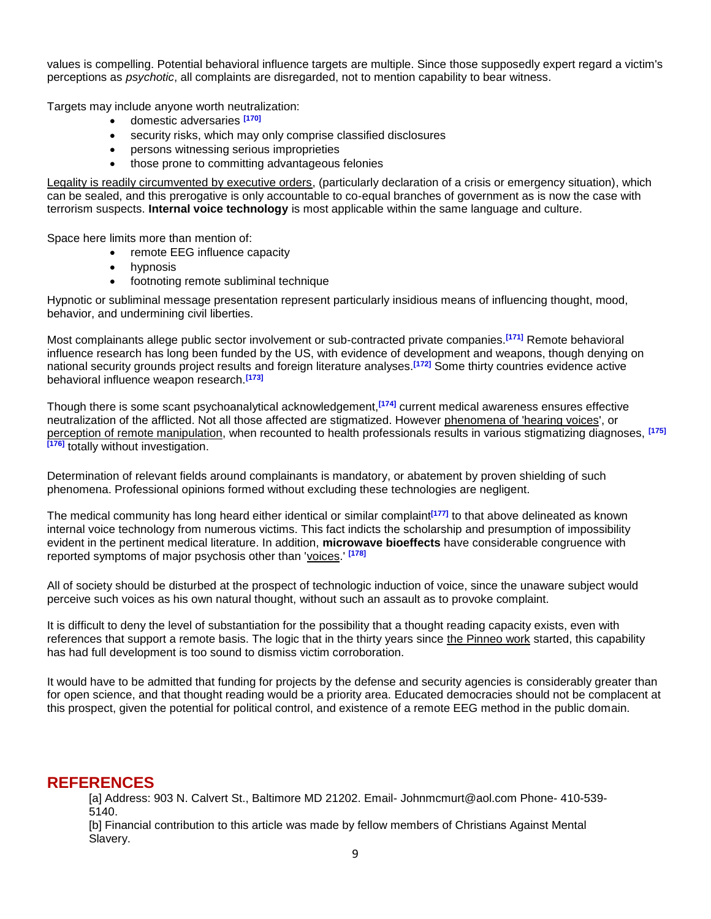values is compelling. Potential behavioral influence targets are multiple. Since those supposedly expert regard a victim's perceptions as *psychotic*, all complaints are disregarded, not to mention capability to bear witness.

Targets may include anyone worth neutralization:

- domestic adversaries [170]
- security risks, which may only comprise classified disclosures
- persons witnessing serious improprieties
- those prone to committing advantageous felonies

Legality is readily circumvented by executive orders, (particularly declaration of a crisis or emergency situation), which can be sealed, and this prerogative is only accountable to co-equal branches of government as is now the case with terrorism suspects. **Internal voice technology** is most applicable within the same language and culture.

Space here limits more than mention of:

- remote EEG influence capacity
- hypnosis
- footnoting remote subliminal technique

Hypnotic or subliminal message presentation represent particularly insidious means of influencing thought, mood, behavior, and undermining civil liberties.

Most complainants allege public sector involvement or sub-contracted private companies.[171] Remote behavioral influence research has long been funded by the US, with evidence of development and weapons, though denying on national security grounds project results and foreign literature analyses.[172] Some thirty countries evidence active behavioral influence weapon research.[173]

Though there is some scant psychoanalytical acknowledgement,[174] current medical awareness ensures effective neutralization of the afflicted. Not all those affected are stigmatized. However phenomena of 'hearing voices', or perception of remote manipulation, when recounted to health professionals results in various stigmatizing diagnoses, [175] [176] totally without investigation.

Determination of relevant fields around complainants is mandatory, or abatement by proven shielding of such phenomena. Professional opinions formed without excluding these technologies are negligent.

The medical community has long heard either identical or similar complaint[177] to that above delineated as known internal voice technology from numerous victims. This fact indicts the scholarship and presumption of impossibility evident in the pertinent medical literature. In addition, **microwave bioeffects** have considerable congruence with reported symptoms of major psychosis other than 'voices.' [178]

All of society should be disturbed at the prospect of technologic induction of voice, since the unaware subject would perceive such voices as his own natural thought, without such an assault as to provoke complaint.

It is difficult to deny the level of substantiation for the possibility that a thought reading capacity exists, even with references that support a remote basis. The logic that in the thirty years since the Pinneo work started, this capability has had full development is too sound to dismiss victim corroboration.

It would have to be admitted that funding for projects by the defense and security agencies is considerably greater than for open science, and that thought reading would be a priority area. Educated democracies should not be complacent at this prospect, given the potential for political control, and existence of a remote EEG method in the public domain.

## REFERENCES

[a] Address: 903 N. Calvert St., Baltimore MD 21202. Email- Johnmcmurt@aol.com Phone- 410-539-5140.

[b] Financial contribution to this article was made by fellow members of Christians Against Mental Slavery.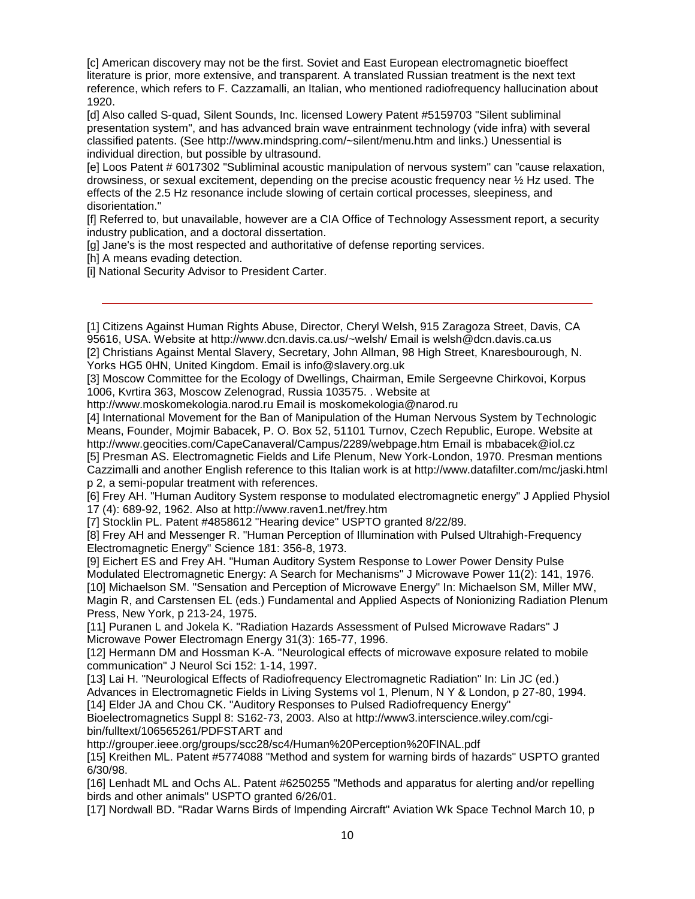[c] American discovery may not be the first. Soviet and East European electromagnetic bioeffect literature is prior, more extensive, and transparent. A translated Russian treatment is the next text reference, which refers to F. Cazzamalli, an Italian, who mentioned radiofrequency hallucination about 1920.

[d] Also called S-quad, Silent Sounds, Inc. licensed Lowery Patent #5159703 "Silent subliminal presentation system", and has advanced brain wave entrainment technology (vide infra) with several classified patents. (See http://www.mindspring.com/~silent/menu.htm and links.) Unessential is individual direction, but possible by ultrasound.

[e] Loos Patent # 6017302 "Subliminal acoustic manipulation of nervous system" can "cause relaxation, drowsiness, or sexual excitement, depending on the precise acoustic frequency near ½ Hz used. The effects of the 2.5 Hz resonance include slowing of certain cortical processes, sleepiness, and disorientation."

[f] Referred to, but unavailable, however are a CIA Office of Technology Assessment report, a security industry publication, and a doctoral dissertation.

[g] Jane's is the most respected and authoritative of defense reporting services.

[h] A means evading detection.

[i] National Security Advisor to President Carter.

---

[1] Citizens Against Human Rights Abuse, Director, Cheryl Welsh, 915 Zaragoza Street, Davis, CA 95616, USA. Website at http://www.dcn.davis.ca.us/~welsh/ Email is welsh@dcn.davis.ca.us

[2] Christians Against Mental Slavery, Secretary, John Allman, 98 High Street, Knaresbourough, N. Yorks HG5 0HN, United Kingdom. Email is info@slavery.org.uk

[3] Moscow Committee for the Ecology of Dwellings, Chairman, Emile Sergeevne Chirkovoi, Korpus 1006, Kvrtira 363, Moscow Zelenograd, Russia 103575. . Website at http://www.moskomekologia.narod.ru Email is moskomekologia@narod.ru

[4] International Movement for the Ban of Manipulation of the Human Nervous System by Technologic Means, Founder, Mojmir Babacek, P. O. Box 52, 51101 Turnov, Czech Republic, Europe. Website at http://www.geocities.com/CapeCanaveral/Campus/2289/webpage.htm Email is mbabacek@iol.cz

[5] Presman AS. Electromagnetic Fields and Life Plenum, New York-London, 1970. Presman mentions Cazzimalli and another English reference to this Italian work is at http://www.datafilter.com/mc/jaski.html p 2, a semi-popular treatment with references.

[6] Frey AH. "Human Auditory System response to modulated electromagnetic energy" J Applied Physiol 17 (4): 689-92, 1962. Also at http://www.raven1.net/frey.htm

[7] Stocklin PL. Patent #4858612 "Hearing device" USPTO granted 8/22/89.

[8] Frey AH and Messenger R. "Human Perception of Illumination with Pulsed Ultrahigh-Frequency Electromagnetic Energy" Science 181: 356-8, 1973.

[9] Eichert ES and Frey AH. "Human Auditory System Response to Lower Power Density Pulse Modulated Electromagnetic Energy: A Search for Mechanisms" J Microwave Power 11(2): 141, 1976.

[10] Michaelson SM. "Sensation and Perception of Microwave Energy" In: Michaelson SM, Miller MW, Magin R, and Carstensen EL (eds.) Fundamental and Applied Aspects of Nonionizing Radiation Plenum Press, New York, p 213-24, 1975.

[11] Puranen L and Jokela K. "Radiation Hazards Assessment of Pulsed Microwave Radars" J Microwave Power Electromagn Energy 31(3): 165-77, 1996.

[12] Hermann DM and Hossman K-A. "Neurological effects of microwave exposure related to mobile communication" J Neurol Sci 152: 1-14, 1997.

[13] Lai H. "Neurological Effects of Radiofrequency Electromagnetic Radiation" In: Lin JC (ed.) Advances in Electromagnetic Fields in Living Systems vol 1, Plenum, N Y & London, p 27-80, 1994.

[14] Elder JA and Chou CK. "Auditory Responses to Pulsed Radiofrequency Energy" Bioelectromagnetics Suppl 8: S162-73, 2003. Also at http://www3.interscience.wiley.com/cgi-bin/fulltext/106565261/PDFSTART and http://grouper.ieee.org/groups/scc28/sc4/Human%20Perception%20FINAL.pdf

[15] Kreithen ML. Patent #5774088 "Method and system for warning birds of hazards" USPTO granted 6/30/98.

[16] Lenhadt ML and Ochs AL. Patent #6250255 "Methods and apparatus for alerting and/or repelling birds and other animals" USPTO granted 6/26/01.

[17] Nordwall BD. "Radar Warns Birds of Impending Aircraft" Aviation Wk Space Technol March 10, p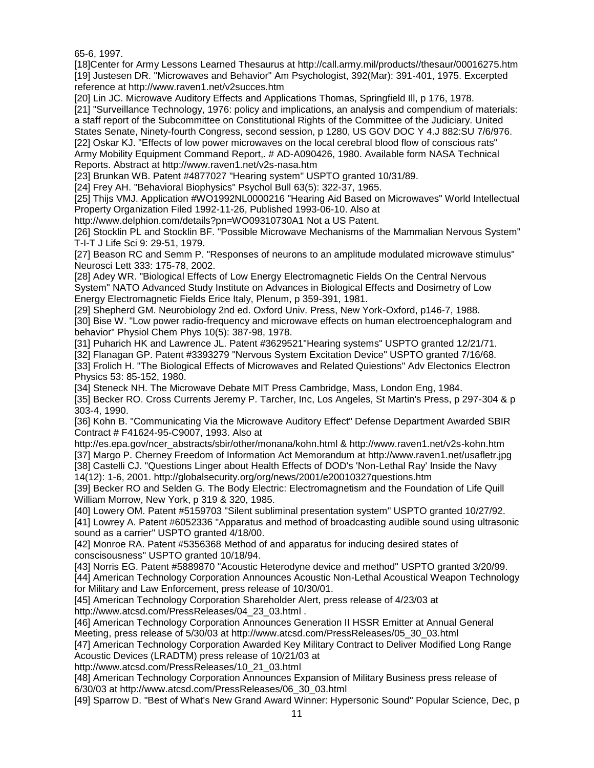65-6, 1997.

[18]Center for Army Lessons Learned Thesaurus at http://call.army.mil/products//thesaur/00016275.htm

[19] Justesen DR. "Microwaves and Behavior" Am Psychologist, 392(Mar): 391-401, 1975. Excerpted reference at http://www.raven1.net/v2succes.htm

[20] Lin JC. Microwave Auditory Effects and Applications Thomas, Springfield Ill, p 176, 1978.

[21] "Surveillance Technology, 1976: policy and implications, an analysis and compendium of materials: a staff report of the Subcommittee on Constitutional Rights of the Committee of the Judiciary. United States Senate, Ninety-fourth Congress, second session, p 1280, US GOV DOC Y 4.J 882:SU 7/6/976.

[22] Oskar KJ. "Effects of low power microwaves on the local cerebral blood flow of conscious rats" Army Mobility Equipment Command Report,. # AD-A090426, 1980. Available form NASA Technical Reports. Abstract at http://www.raven1.net/v2s-nasa.htm

[23] Brunkan WB. Patent #4877027 "Hearing system" USPTO granted 10/31/89.

[24] Frey AH. "Behavioral Biophysics" Psychol Bull 63(5): 322-37, 1965.

[25] Thijs VMJ. Application #WO1992NL0000216 "Hearing Aid Based on Microwaves" World Intellectual Property Organization Filed 1992-11-26, Published 1993-06-10. Also at http://www.delphion.com/details?pn=WO09310730A1 Not a US Patent.

[26] Stocklin PL and Stocklin BF. "Possible Microwave Mechanisms of the Mammalian Nervous System" T-I-T J Life Sci 9: 29-51, 1979.

[27] Beason RC and Semm P. "Responses of neurons to an amplitude modulated microwave stimulus" Neurosci Lett 333: 175-78, 2002.

[28] Adey WR. "Biological Effects of Low Energy Electromagnetic Fields On the Central Nervous System" NATO Advanced Study Institute on Advances in Biological Effects and Dosimetry of Low Energy Electromagnetic Fields Erice Italy, Plenum, p 359-391, 1981.

[29] Shepherd GM. Neurobiology 2nd ed. Oxford Univ. Press, New York-Oxford, p146-7, 1988.

[30] Bise W. "Low power radio-frequency and microwave effects on human electroencephalogram and behavior" Physiol Chem Phys 10(5): 387-98, 1978.

[31] Puharich HK and Lawrence JL. Patent #3629521"Hearing systems" USPTO granted 12/21/71.

[32] Flanagan GP. Patent #3393279 "Nervous System Excitation Device" USPTO granted 7/16/68.

[33] Frolich H. "The Biological Effects of Microwaves and Related Quiestions" Adv Electonics Electron Physics 53: 85-152, 1980.

[34] Steneck NH. The Microwave Debate MIT Press Cambridge, Mass, London Eng, 1984.

[35] Becker RO. Cross Currents Jeremy P. Tarcher, Inc, Los Angeles, St Martin's Press, p 297-304 & p 303-4, 1990.

[36] Kohn B. "Communicating Via the Microwave Auditory Effect" Defense Department Awarded SBIR Contract # F41624-95-C9007, 1993. Also at http://es.epa.gov/ncer_abstracts/sbir/other/monana/kohn.html & http://www.raven1.net/v2s-kohn.htm

[37] Margo P. Cherney Freedom of Information Act Memorandum at http://www.raven1.net/usafletr.jpg

[38] Castelli CJ. "Questions Linger about Health Effects of DOD's 'Non-Lethal Ray' Inside the Navy 14(12): 1-6, 2001. http://globalsecurity.org/org/news/2001/e20010327questions.htm

[39] Becker RO and Selden G. The Body Electric: Electromagnetism and the Foundation of Life Quill William Morrow, New York, p 319 & 320, 1985.

[40] Lowery OM. Patent #5159703 "Silent subliminal presentation system" USPTO granted 10/27/92.

[41] Lowrey A. Patent #6052336 "Apparatus and method of broadcasting audible sound using ultrasonic sound as a carrier" USPTO granted 4/18/00.

[42] Monroe RA. Patent #5356368 Method of and apparatus for inducing desired states of conscisousness" USPTO granted 10/18/94.

[43] Norris EG. Patent #5889870 "Acoustic Heterodyne device and method" USPTO granted 3/20/99.

[44] American Technology Corporation Announces Acoustic Non-Lethal Acoustical Weapon Technology for Military and Law Enforcement, press release of 10/30/01.

[45] American Technology Corporation Shareholder Alert, press release of 4/23/03 at http://www.atcsd.com/PressReleases/04_23_03.html .

[46] American Technology Corporation Announces Generation II HSSR Emitter at Annual General Meeting, press release of 5/30/03 at http://www.atcsd.com/PressReleases/05_30_03.html

[47] American Technology Corporation Awarded Key Military Contract to Deliver Modified Long Range Acoustic Devices (LRADTM) press release of 10/21/03 at http://www.atcsd.com/PressReleases/10_21_03.html

[48] American Technology Corporation Announces Expansion of Military Business press release of 6/30/03 at http://www.atcsd.com/PressReleases/06_30_03.html

[49] Sparrow D. "Best of What's New Grand Award Winner: Hypersonic Sound" Popular Science, Dec, p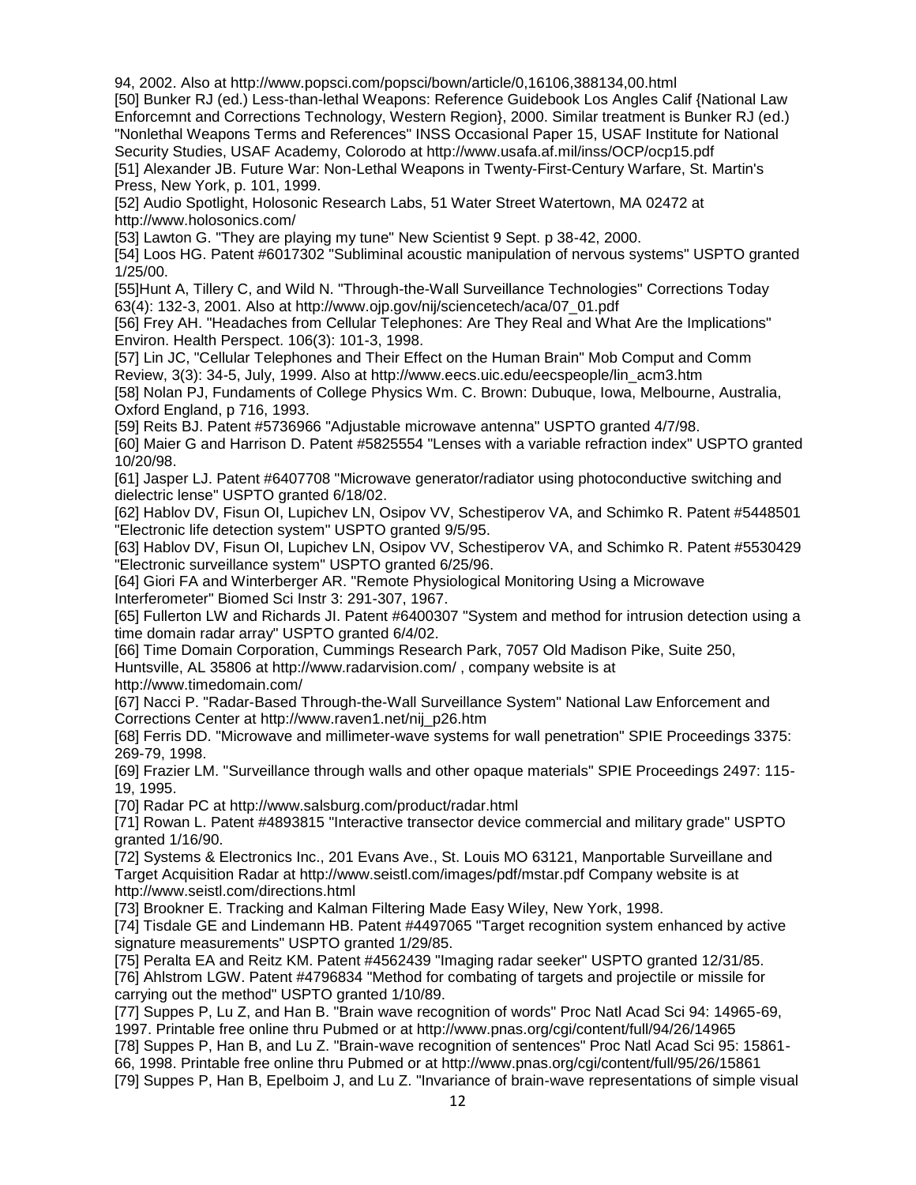94, 2002. Also at http://www.popsci.com/popsci/bown/article/0,16106,388134,00.html

[50] Bunker RJ (ed.) Less-than-lethal Weapons: Reference Guidebook Los Angles Calif {National Law Enforcemnt and Corrections Technology, Western Region}, 2000. Similar treatment is Bunker RJ (ed.) "Nonlethal Weapons Terms and References" INSS Occasional Paper 15, USAF Institute for National Security Studies, USAF Academy, Colorodo at http://www.usafa.af.mil/inss/OCP/ocp15.pdf

[51] Alexander JB. Future War: Non-Lethal Weapons in Twenty-First-Century Warfare, St. Martin's Press, New York, p. 101, 1999.

[52] Audio Spotlight, Holosonic Research Labs, 51 Water Street Watertown, MA 02472 at http://www.holosonics.com/

[53] Lawton G. "They are playing my tune" New Scientist 9 Sept. p 38-42, 2000.

[54] Loos HG. Patent #6017302 "Subliminal acoustic manipulation of nervous systems" USPTO granted 1/25/00.

[55]Hunt A, Tillery C, and Wild N. "Through-the-Wall Surveillance Technologies" Corrections Today 63(4): 132-3, 2001. Also at http://www.ojp.gov/nij/sciencetech/aca/07_01.pdf

[56] Frey AH. "Headaches from Cellular Telephones: Are They Real and What Are the Implications" Environ. Health Perspect. 106(3): 101-3, 1998.

[57] Lin JC, "Cellular Telephones and Their Effect on the Human Brain" Mob Comput and Comm Review, 3(3): 34-5, July, 1999. Also at http://www.eecs.uic.edu/eecspeople/lin_acm3.htm

[58] Nolan PJ, Fundaments of College Physics Wm. C. Brown: Dubuque, Iowa, Melbourne, Australia, Oxford England, p 716, 1993.

[59] Reits BJ. Patent #5736966 "Adjustable microwave antenna" USPTO granted 4/7/98.

[60] Maier G and Harrison D. Patent #5825554 "Lenses with a variable refraction index" USPTO granted 10/20/98.

[61] Jasper LJ. Patent #6407708 "Microwave generator/radiator using photoconductive switching and dielectric lense" USPTO granted 6/18/02.

[62] Hablov DV, Fisun OI, Lupichev LN, Osipov VV, Schestiperov VA, and Schimko R. Patent #5448501 "Electronic life detection system" USPTO granted 9/5/95.

[63] Hablov DV, Fisun OI, Lupichev LN, Osipov VV, Schestiperov VA, and Schimko R. Patent #5530429 "Electronic surveillance system" USPTO granted 6/25/96.

[64] Giori FA and Winterberger AR. "Remote Physiological Monitoring Using a Microwave Interferometer" Biomed Sci Instr 3: 291-307, 1967.

[65] Fullerton LW and Richards JI. Patent #6400307 "System and method for intrusion detection using a time domain radar array" USPTO granted 6/4/02.

[66] Time Domain Corporation, Cummings Research Park, 7057 Old Madison Pike, Suite 250, Huntsville, AL 35806 at http://www.radarvision.com/ , company website is at http://www.timedomain.com/

[67] Nacci P. "Radar-Based Through-the-Wall Surveillance System" National Law Enforcement and Corrections Center at http://www.raven1.net/nij_p26.htm

[68] Ferris DD. "Microwave and millimeter-wave systems for wall penetration" SPIE Proceedings 3375: 269-79, 1998.

[69] Frazier LM. "Surveillance through walls and other opaque materials" SPIE Proceedings 2497: 115-19, 1995.

[70] Radar PC at http://www.salsburg.com/product/radar.html

[71] Rowan L. Patent #4893815 "Interactive transector device commercial and military grade" USPTO granted 1/16/90.

[72] Systems & Electronics Inc., 201 Evans Ave., St. Louis MO 63121, Manportable Surveillane and Target Acquisition Radar at http://www.seistl.com/images/pdf/mstar.pdf Company website is at http://www.seistl.com/directions.html

[73] Brookner E. Tracking and Kalman Filtering Made Easy Wiley, New York, 1998.

[74] Tisdale GE and Lindemann HB. Patent #4497065 "Target recognition system enhanced by active signature measurements" USPTO granted 1/29/85.

[75] Peralta EA and Reitz KM. Patent #4562439 "Imaging radar seeker" USPTO granted 12/31/85.

[76] Ahlstrom LGW. Patent #4796834 "Method for combating of targets and projectile or missile for carrying out the method" USPTO granted 1/10/89.

[77] Suppes P, Lu Z, and Han B. "Brain wave recognition of words" Proc Natl Acad Sci 94: 14965-69, 1997. Printable free online thru Pubmed or at http://www.pnas.org/cgi/content/full/94/26/14965

[78] Suppes P, Han B, and Lu Z. "Brain-wave recognition of sentences" Proc Natl Acad Sci 95: 15861-66, 1998. Printable free online thru Pubmed or at http://www.pnas.org/cgi/content/full/95/26/15861

[79] Suppes P, Han B, Epelboim J, and Lu Z. "Invariance of brain-wave representations of simple visual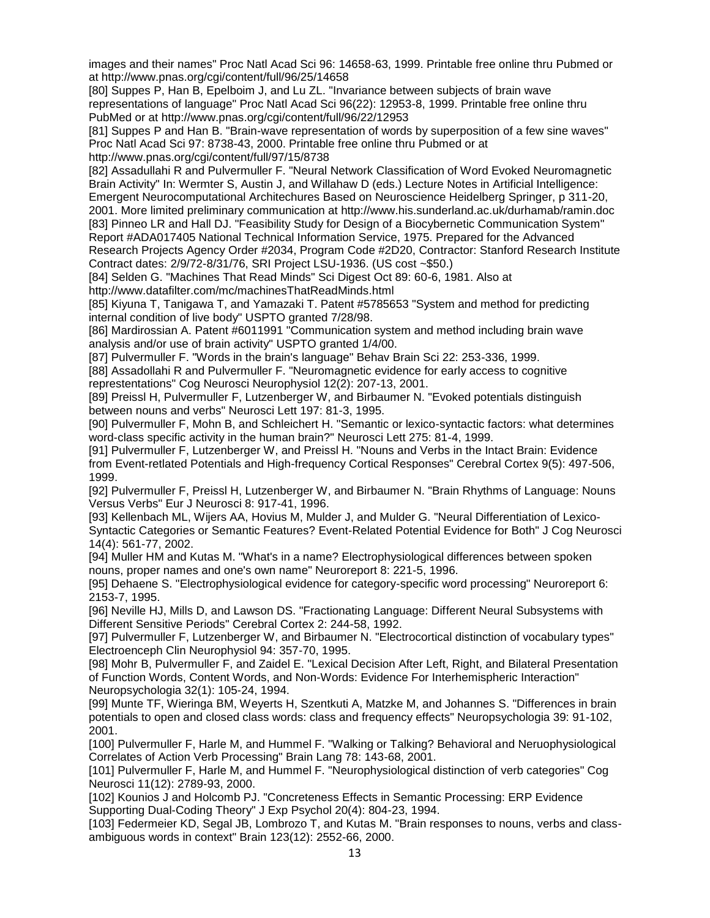images and their names" Proc Natl Acad Sci 96: 14658-63, 1999. Printable free online thru Pubmed or at http://www.pnas.org/cgi/content/full/96/25/14658

[80] Suppes P, Han B, Epelboim J, and Lu ZL. "Invariance between subjects of brain wave representations of language" Proc Natl Acad Sci 96(22): 12953-8, 1999. Printable free online thru PubMed or at http://www.pnas.org/cgi/content/full/96/22/12953

[81] Suppes P and Han B. "Brain-wave representation of words by superposition of a few sine waves" Proc Natl Acad Sci 97: 8738-43, 2000. Printable free online thru Pubmed or at http://www.pnas.org/cgi/content/full/97/15/8738

[82] Assadullahi R and Pulvermuller F. "Neural Network Classification of Word Evoked Neuromagnetic Brain Activity" In: Wermter S, Austin J, and Willahaw D (eds.) Lecture Notes in Artificial Intelligence: Emergent Neurocomputational Architechures Based on Neuroscience Heidelberg Springer, p 311-20, 2001. More limited preliminary communication at http://www.his.sunderland.ac.uk/durhamab/ramin.doc

[83] Pinneo LR and Hall DJ. "Feasibility Study for Design of a Biocybernetic Communication System" Report #ADA017405 National Technical Information Service, 1975. Prepared for the Advanced Research Projects Agency Order #2034, Program Code #2D20, Contractor: Stanford Research Institute Contract dates: 2/9/72-8/31/76, SRI Project LSU-1936. (US cost ~$50.)

[84] Selden G. "Machines That Read Minds" Sci Digest Oct 89: 60-6, 1981. Also at http://www.datafilter.com/mc/machinesThatReadMinds.html

[85] Kiyuna T, Tanigawa T, and Yamazaki T. Patent #5785653 "System and method for predicting internal condition of live body" USPTO granted 7/28/98.

[86] Mardirossian A. Patent #6011991 "Communication system and method including brain wave analysis and/or use of brain activity" USPTO granted 1/4/00.

[87] Pulvermuller F. "Words in the brain's language" Behav Brain Sci 22: 253-336, 1999.

[88] Assadollahi R and Pulvermuller F. "Neuromagnetic evidence for early access to cognitive represtentations" Cog Neurosci Neurophysiol 12(2): 207-13, 2001.

[89] Preissl H, Pulvermuller F, Lutzenberger W, and Birbaumer N. "Evoked potentials distinguish between nouns and verbs" Neurosci Lett 197: 81-3, 1995.

[90] Pulvermuller F, Mohn B, and Schleichert H. "Semantic or lexico-syntactic factors: what determines word-class specific activity in the human brain?" Neurosci Lett 275: 81-4, 1999.

[91] Pulvermuller F, Lutzenberger W, and Preissl H. "Nouns and Verbs in the Intact Brain: Evidence from Event-retlated Potentials and High-frequency Cortical Responses" Cerebral Cortex 9(5): 497-506, 1999.

[92] Pulvermuller F, Preissl H, Lutzenberger W, and Birbaumer N. "Brain Rhythms of Language: Nouns Versus Verbs" Eur J Neurosci 8: 917-41, 1996.

[93] Kellenbach ML, Wijers AA, Hovius M, Mulder J, and Mulder G. "Neural Differentiation of Lexico-Syntactic Categories or Semantic Features? Event-Related Potential Evidence for Both" J Cog Neurosci 14(4): 561-77, 2002.

[94] Muller HM and Kutas M. "What's in a name? Electrophysiological differences between spoken nouns, proper names and one's own name" Neuroreport 8: 221-5, 1996.

[95] Dehaene S. "Electrophysiological evidence for category-specific word processing" Neuroreport 6: 2153-7, 1995.

[96] Neville HJ, Mills D, and Lawson DS. "Fractionating Language: Different Neural Subsystems with Different Sensitive Periods" Cerebral Cortex 2: 244-58, 1992.

[97] Pulvermuller F, Lutzenberger W, and Birbaumer N. "Electrocortical distinction of vocabulary types" Electroenceph Clin Neurophysiol 94: 357-70, 1995.

[98] Mohr B, Pulvermuller F, and Zaidel E. "Lexical Decision After Left, Right, and Bilateral Presentation of Function Words, Content Words, and Non-Words: Evidence For Interhemispheric Interaction" Neuropsychologia 32(1): 105-24, 1994.

[99] Munte TF, Wieringa BM, Weyerts H, Szentkuti A, Matzke M, and Johannes S. "Differences in brain potentials to open and closed class words: class and frequency effects" Neuropsychologia 39: 91-102, 2001.

[100] Pulvermuller F, Harle M, and Hummel F. "Walking or Talking? Behavioral and Neruophysiological Correlates of Action Verb Processing" Brain Lang 78: 143-68, 2001.

[101] Pulvermuller F, Harle M, and Hummel F. "Neurophysiological distinction of verb categories" Cog Neurosci 11(12): 2789-93, 2000.

[102] Kounios J and Holcomb PJ. "Concreteness Effects in Semantic Processing: ERP Evidence Supporting Dual-Coding Theory" J Exp Psychol 20(4): 804-23, 1994.

[103] Federmeier KD, Segal JB, Lombrozo T, and Kutas M. "Brain responses to nouns, verbs and class-ambiguous words in context" Brain 123(12): 2552-66, 2000.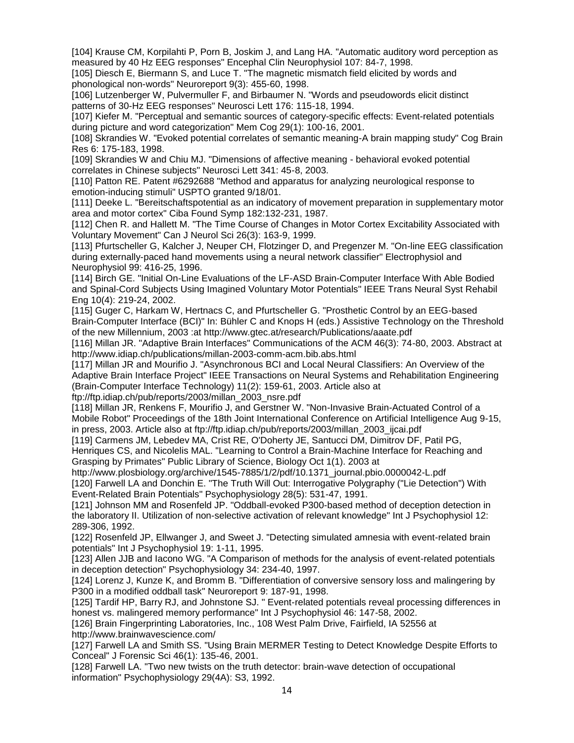[104] Krause CM, Korpilahti P, Porn B, Joskim J, and Lang HA. "Automatic auditory word perception as measured by 40 Hz EEG responses" Encephal Clin Neurophysiol 107: 84-7, 1998.

[105] Diesch E, Biermann S, and Luce T. "The magnetic mismatch field elicited by words and phonological non-words" Neuroreport 9(3): 455-60, 1998.

[106] Lutzenberger W, Pulvermuller F, and Birbaumer N. "Words and pseudowords elicit distinct patterns of 30-Hz EEG responses" Neurosci Lett 176: 115-18, 1994.

[107] Kiefer M. "Perceptual and semantic sources of category-specific effects: Event-related potentials during picture and word categorization" Mem Cog 29(1): 100-16, 2001.

[108] Skrandies W. "Evoked potential correlates of semantic meaning-A brain mapping study" Cog Brain Res 6: 175-183, 1998.

[109] Skrandies W and Chiu MJ. "Dimensions of affective meaning - behavioral evoked potential correlates in Chinese subjects" Neurosci Lett 341: 45-8, 2003.

[110] Patton RE. Patent #6292688 "Method and apparatus for analyzing neurological response to emotion-inducing stimuli" USPTO granted 9/18/01.

[111] Deeke L. "Bereitschaftspotential as an indicatory of movement preparation in supplementary motor area and motor cortex" Ciba Found Symp 182:132-231, 1987.

[112] Chen R. and Hallett M. "The Time Course of Changes in Motor Cortex Excitability Associated with Voluntary Movement" Can J Neurol Sci 26(3): 163-9, 1999.

[113] Pfurtscheller G, Kalcher J, Neuper CH, Flotzinger D, and Pregenzer M. "On-line EEG classification during externally-paced hand movements using a neural network classifier" Electrophysiol and Neurophysiol 99: 416-25, 1996.

[114] Birch GE. "Initial On-Line Evaluations of the LF-ASD Brain-Computer Interface With Able Bodied and Spinal-Cord Subjects Using Imagined Voluntary Motor Potentials" IEEE Trans Neural Syst Rehabil Eng 10(4): 219-24, 2002.

[115] Guger C, Harkam W, Hertnacs C, and Pfurtscheller G. "Prosthetic Control by an EEG-based Brain-Computer Interface (BCI)" In: Bühler C and Knops H (eds.) Assistive Technology on the Threshold of the new Millennium, 2003 :at http://www.gtec.at/research/Publications/aaate.pdf

[116] Millan JR. "Adaptive Brain Interfaces" Communications of the ACM 46(3): 74-80, 2003. Abstract at http://www.idiap.ch/publications/millan-2003-comm-acm.bib.abs.html

[117] Millan JR and Mourifio J. "Asynchronous BCI and Local Neural Classifiers: An Overview of the Adaptive Brain Interface Project" IEEE Transactions on Neural Systems and Rehabilitation Engineering (Brain-Computer Interface Technology) 11(2): 159-61, 2003. Article also at ftp://ftp.idiap.ch/pub/reports/2003/millan_2003_nsre.pdf

[118] Millan JR, Renkens F, Mourifio J, and Gerstner W. "Non-Invasive Brain-Actuated Control of a Mobile Robot" Proceedings of the 18th Joint International Conference on Artificial Intelligence Aug 9-15, in press, 2003. Article also at ftp://ftp.idiap.ch/pub/reports/2003/millan_2003_ijcai.pdf

[119] Carmens JM, Lebedev MA, Crist RE, O'Doherty JE, Santucci DM, Dimitrov DF, Patil PG, Henriques CS, and Nicolelis MAL. "Learning to Control a Brain-Machine Interface for Reaching and Grasping by Primates" Public Library of Science, Biology Oct 1(1). 2003 at http://www.plosbiology.org/archive/1545-7885/1/2/pdf/10.1371_journal.pbio.0000042-L.pdf

[120] Farwell LA and Donchin E. "The Truth Will Out: Interrogative Polygraphy ("Lie Detection") With Event-Related Brain Potentials" Psychophysiology 28(5): 531-47, 1991.

[121] Johnson MM and Rosenfeld JP. "Oddball-evoked P300-based method of deception detection in the laboratory II. Utilization of non-selective activation of relevant knowledge" Int J Psychophysiol 12: 289-306, 1992.

[122] Rosenfeld JP, Ellwanger J, and Sweet J. "Detecting simulated amnesia with event-related brain potentials" Int J Psychophysiol 19: 1-11, 1995.

[123] Allen JJB and Iacono WG. "A Comparison of methods for the analysis of event-related potentials in deception detection" Psychophysiology 34: 234-40, 1997.

[124] Lorenz J, Kunze K, and Bromm B. "Differentiation of conversive sensory loss and malingering by P300 in a modified oddball task" Neuroreport 9: 187-91, 1998.

[125] Tardif HP, Barry RJ, and Johnstone SJ. " Event-related potentials reveal processing differences in honest vs. malingered memory performance" Int J Psychophysiol 46: 147-58, 2002.

[126] Brain Fingerprinting Laboratories, Inc., 108 West Palm Drive, Fairfield, IA 52556 at http://www.brainwavescience.com/

[127] Farwell LA and Smith SS. "Using Brain MERMER Testing to Detect Knowledge Despite Efforts to Conceal" J Forensic Sci 46(1): 135-46, 2001.

[128] Farwell LA. "Two new twists on the truth detector: brain-wave detection of occupational information" Psychophysiology 29(4A): S3, 1992.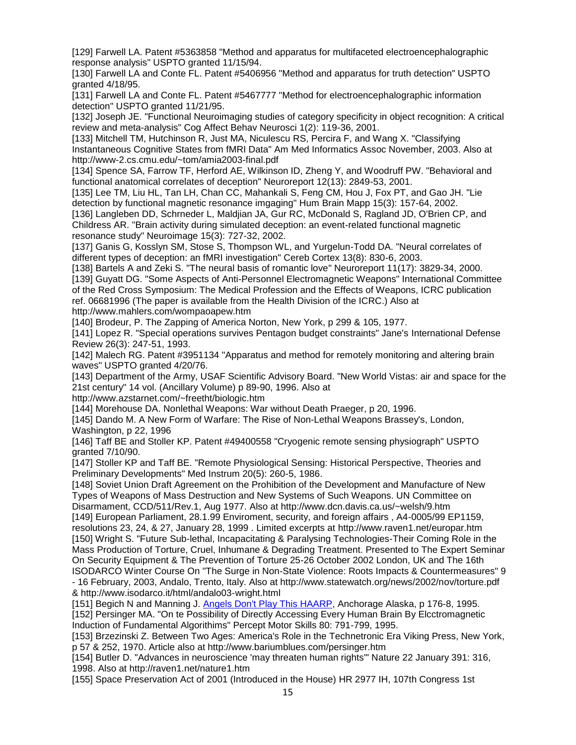[129] Farwell LA. Patent #5363858 "Method and apparatus for multifaceted electroencephalographic response analysis" USPTO granted 11/15/94.

[130] Farwell LA and Conte FL. Patent #5406956 "Method and apparatus for truth detection" USPTO granted 4/18/95.

[131] Farwell LA and Conte FL. Patent #5467777 "Method for electroencephalographic information detection" USPTO granted 11/21/95.

[132] Joseph JE. "Functional Neuroimaging studies of category specificity in object recognition: A critical review and meta-analysis" Cog Affect Behav Neurosci 1(2): 119-36, 2001.

[133] Mitchell TM, Hutchinson R, Just MA, Niculescu RS, Percira F, and Wang X. "Classifying Instantaneous Cognitive States from fMRI Data" Am Med Informatics Assoc November, 2003. Also at http://www-2.cs.cmu.edu/~tom/amia2003-final.pdf

[134] Spence SA, Farrow TF, Herford AE, Wilkinson ID, Zheng Y, and Woodruff PW. "Behavioral and functional anatomical correlates of deception" Neuroreport 12(13): 2849-53, 2001.

[135] Lee TM, Liu HL, Tan LH, Chan CC, Mahankali S, Feng CM, Hou J, Fox PT, and Gao JH. "Lie detection by functional magnetic resonance imgaging" Hum Brain Mapp 15(3): 157-64, 2002.

[136] Langleben DD, Schrneder L, Maldjian JA, Gur RC, McDonald S, Ragland JD, O'Brien CP, and Childress AR. "Brain activity during simulated deception: an event-related functional magnetic resonance study" Neuroimage 15(3): 727-32, 2002.

[137] Ganis G, Kosslyn SM, Stose S, Thompson WL, and Yurgelun-Todd DA. "Neural correlates of different types of deception: an fMRI investigation" Cereb Cortex 13(8): 830-6, 2003.

[138] Bartels A and Zeki S. "The neural basis of romantic love" Neuroreport 11(17): 3829-34, 2000.

[139] Guyatt DG. "Some Aspects of Anti-Personnel Electromagnetic Weapons" International Committee of the Red Cross Symposium: The Medical Profession and the Effects of Weapons, ICRC publication ref. 06681996 (The paper is available from the Health Division of the ICRC.) Also at http://www.mahlers.com/wompaoapew.htm

[140] Brodeur, P. The Zapping of America Norton, New York, p 299 & 105, 1977.

[141] Lopez R. "Special operations survives Pentagon budget constraints" Jane's International Defense Review 26(3): 247-51, 1993.

[142] Malech RG. Patent #3951134 "Apparatus and method for remotely monitoring and altering brain waves" USPTO granted 4/20/76.

[143] Department of the Army, USAF Scientific Advisory Board. "New World Vistas: air and space for the 21st century" 14 vol. (Ancillary Volume) p 89-90, 1996. Also at http://www.azstarnet.com/~freetht/biologic.htm

[144] Morehouse DA. Nonlethal Weapons: War without Death Praeger, p 20, 1996.

[145] Dando M. A New Form of Warfare: The Rise of Non-Lethal Weapons Brassey's, London, Washington, p 22, 1996

[146] Taff BE and Stoller KP. Patent #49400558 "Cryogenic remote sensing physiograph" USPTO granted 7/10/90.

[147] Stoller KP and Taff BE. "Remote Physiological Sensing: Historical Perspective, Theories and Preliminary Developments" Med Instrum 20(5): 260-5, 1986.

[148] Soviet Union Draft Agreement on the Prohibition of the Development and Manufacture of New Types of Weapons of Mass Destruction and New Systems of Such Weapons. UN Committee on Disarmament, CCD/511/Rev.1, Aug 1977. Also at http://www.dcn.davis.ca.us/~welsh/9.htm

[149] European Parliament, 28.1.99 Enviroment, security, and foreign affairs , A4-0005/99 EP1159, resolutions 23, 24, & 27, January 28, 1999 . Limited excerpts at http://www.raven1.net/europar.htm

[150] Wright S. "Future Sub-lethal, Incapacitating & Paralysing Technologies-Their Coming Role in the Mass Production of Torture, Cruel, Inhumane & Degrading Treatment. Presented to The Expert Seminar On Security Equipment & The Prevention of Torture 25-26 October 2002 London, UK and The 16th ISODARCO Winter Course On "The Surge in Non-State Violence: Roots Impacts & Countermeasures" 9 - 16 February, 2003, Andalo, Trento, Italy. Also at http://www.statewatch.org/news/2002/nov/torture.pdf & http://www.isodarco.it/html/andalo03-wright.html

[151] Begich N and Manning J. Angels Don't Play This HAARP, Anchorage Alaska, p 176-8, 1995.

[152] Persinger MA. "On te Possibility of Directly Accessing Every Human Brain By Elcctromagnetic Induction of Fundamental Algorithims" Percept Motor Skills 80: 791-799, 1995.

[153] Brzezinski Z. Between Two Ages: America's Role in the Technetronic Era Viking Press, New York, p 57 & 252, 1970. Article also at http://www.bariumblues.com/persinger.htm

[154] Butler D. "Advances in neuroscience 'may threaten human rights'" Nature 22 January 391: 316, 1998. Also at http://raven1.net/nature1.htm

[155] Space Preservation Act of 2001 (Introduced in the House) HR 2977 IH, 107th Congress 1st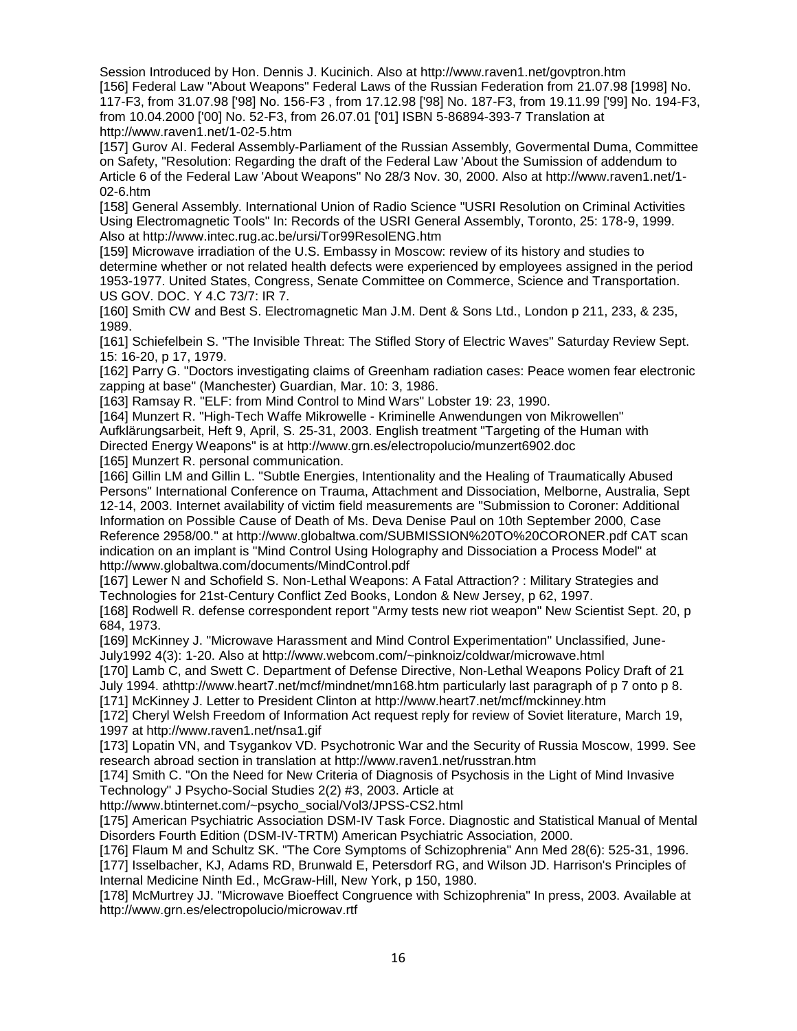Session Introduced by Hon. Dennis J. Kucinich. Also at http://www.raven1.net/govptron.htm

[156] Federal Law "About Weapons" Federal Laws of the Russian Federation from 21.07.98 [1998] No. 117-F3, from 31.07.98 ['98] No. 156-F3 , from 17.12.98 ['98] No. 187-F3, from 19.11.99 ['99] No. 194-F3, from 10.04.2000 ['00] No. 52-F3, from 26.07.01 ['01] ISBN 5-86894-393-7 Translation at http://www.raven1.net/1-02-5.htm

[157] Gurov AI. Federal Assembly-Parliament of the Russian Assembly, Govermental Duma, Committee on Safety, "Resolution: Regarding the draft of the Federal Law 'About the Sumission of addendum to Article 6 of the Federal Law 'About Weapons" No 28/3 Nov. 30, 2000. Also at http://www.raven1.net/1-02-6.htm

[158] General Assembly. International Union of Radio Science "USRI Resolution on Criminal Activities Using Electromagnetic Tools" In: Records of the USRI General Assembly, Toronto, 25: 178-9, 1999. Also at http://www.intec.rug.ac.be/ursi/Tor99ResolENG.htm

[159] Microwave irradiation of the U.S. Embassy in Moscow: review of its history and studies to determine whether or not related health defects were experienced by employees assigned in the period 1953-1977. United States, Congress, Senate Committee on Commerce, Science and Transportation. US GOV. DOC. Y 4.C 73/7: IR 7.

[160] Smith CW and Best S. Electromagnetic Man J.M. Dent & Sons Ltd., London p 211, 233, & 235, 1989.

[161] Schiefelbein S. "The Invisible Threat: The Stifled Story of Electric Waves" Saturday Review Sept. 15: 16-20, p 17, 1979.

[162] Parry G. "Doctors investigating claims of Greenham radiation cases: Peace women fear electronic zapping at base" (Manchester) Guardian, Mar. 10: 3, 1986.

[163] Ramsay R. "ELF: from Mind Control to Mind Wars" Lobster 19: 23, 1990.

[164] Munzert R. "High-Tech Waffe Mikrowelle - Kriminelle Anwendungen von Mikrowellen" Aufklärungsarbeit, Heft 9, April, S. 25-31, 2003. English treatment "Targeting of the Human with Directed Energy Weapons" is at http://www.grn.es/electropolucio/munzert6902.doc

[165] Munzert R. personal communication.

[166] Gillin LM and Gillin L. "Subtle Energies, Intentionality and the Healing of Traumatically Abused Persons" International Conference on Trauma, Attachment and Dissociation, Melborne, Australia, Sept 12-14, 2003. Internet availability of victim field measurements are "Submission to Coroner: Additional Information on Possible Cause of Death of Ms. Deva Denise Paul on 10th September 2000, Case Reference 2958/00." at http://www.globaltwa.com/SUBMISSION%20TO%20CORONER.pdf CAT scan indication on an implant is "Mind Control Using Holography and Dissociation a Process Model" at http://www.globaltwa.com/documents/MindControl.pdf

[167] Lewer N and Schofield S. Non-Lethal Weapons: A Fatal Attraction? : Military Strategies and Technologies for 21st-Century Conflict Zed Books, London & New Jersey, p 62, 1997.

[168] Rodwell R. defense correspondent report "Army tests new riot weapon" New Scientist Sept. 20, p 684, 1973.

[169] McKinney J. "Microwave Harassment and Mind Control Experimentation" Unclassified, June-July1992 4(3): 1-20. Also at http://www.webcom.com/~pinknoiz/coldwar/microwave.html

[170] Lamb C, and Swett C. Department of Defense Directive, Non-Lethal Weapons Policy Draft of 21 July 1994. athttp://www.heart7.net/mcf/mindnet/mn168.htm particularly last paragraph of p 7 onto p 8.

[171] McKinney J. Letter to President Clinton at http://www.heart7.net/mcf/mckinney.htm

[172] Cheryl Welsh Freedom of Information Act request reply for review of Soviet literature, March 19, 1997 at http://www.raven1.net/nsa1.gif

[173] Lopatin VN, and Tsygankov VD. Psychotronic War and the Security of Russia Moscow, 1999. See research abroad section in translation at http://www.raven1.net/russtran.htm

[174] Smith C. "On the Need for New Criteria of Diagnosis of Psychosis in the Light of Mind Invasive Technology" J Psycho-Social Studies 2(2) #3, 2003. Article at http://www.btinternet.com/~psycho_social/Vol3/JPSS-CS2.html

[175] American Psychiatric Association DSM-IV Task Force. Diagnostic and Statistical Manual of Mental Disorders Fourth Edition (DSM-IV-TRTM) American Psychiatric Association, 2000.

[176] Flaum M and Schultz SK. "The Core Symptoms of Schizophrenia" Ann Med 28(6): 525-31, 1996.

[177] Isselbacher, KJ, Adams RD, Brunwald E, Petersdorf RG, and Wilson JD. Harrison's Principles of Internal Medicine Ninth Ed., McGraw-Hill, New York, p 150, 1980.

[178] McMurtrey JJ. "Microwave Bioeffect Congruence with Schizophrenia" In press, 2003. Available at http://www.grn.es/electropolucio/microwav.rtf